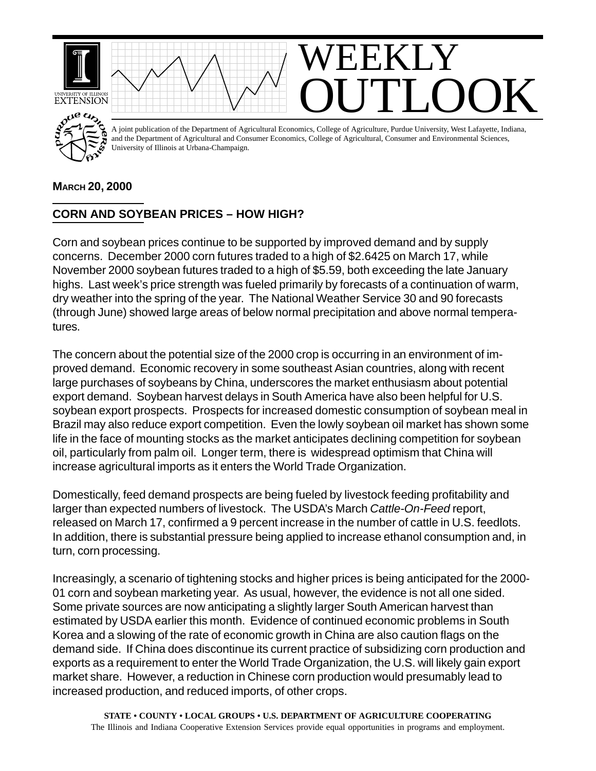# WEEKLY OUTLOOK

A joint publication of the Department of Agricultural Economics, College of Agriculture, Purdue University, West Lafayette, Indiana, and the Department of Agricultural and Consumer Economics, College of Agricultural, Consumer and Environmental Sciences, University of Illinois at Urbana-Champaign.

**MARCH 20, 2000**

## CORN AND SOYBEAN PRICES – HOW HIGH?

Corn and soybean prices continue to be supported by improved demand and by supply concerns. December 2000 corn futures traded to a high of $2.6425 on March 17, while November 2000 soybean futures traded to a high of $5.59, both exceeding the late January highs. Last week's price strength was fueled primarily by forecasts of a continuation of warm, dry weather into the spring of the year. The National Weather Service 30 and 90 forecasts (through June) showed large areas of below normal precipitation and above normal temperatures.

The concern about the potential size of the 2000 crop is occurring in an environment of improved demand. Economic recovery in some southeast Asian countries, along with recent large purchases of soybeans by China, underscores the market enthusiasm about potential export demand. Soybean harvest delays in South America have also been helpful for U.S. soybean export prospects. Prospects for increased domestic consumption of soybean meal in Brazil may also reduce export competition. Even the lowly soybean oil market has shown some life in the face of mounting stocks as the market anticipates declining competition for soybean oil, particularly from palm oil. Longer term, there is widespread optimism that China will increase agricultural imports as it enters the World Trade Organization.

Domestically, feed demand prospects are being fueled by livestock feeding profitability and larger than expected numbers of livestock. The USDA's March *Cattle-On-Feed* report, released on March 17, confirmed a 9 percent increase in the number of cattle in U.S. feedlots. In addition, there is substantial pressure being applied to increase ethanol consumption and, in turn, corn processing.

Increasingly, a scenario of tightening stocks and higher prices is being anticipated for the 2000-01 corn and soybean marketing year. As usual, however, the evidence is not all one sided. Some private sources are now anticipating a slightly larger South American harvest than estimated by USDA earlier this month. Evidence of continued economic problems in South Korea and a slowing of the rate of economic growth in China are also caution flags on the demand side. If China does discontinue its current practice of subsidizing corn production and exports as a requirement to enter the World Trade Organization, the U.S. will likely gain export market share. However, a reduction in Chinese corn production would presumably lead to increased production, and reduced imports, of other crops.

**STATE • COUNTY • LOCAL GROUPS • U.S. DEPARTMENT OF AGRICULTURE COOPERATING**
The Illinois and Indiana Cooperative Extension Services provide equal opportunities in programs and employment.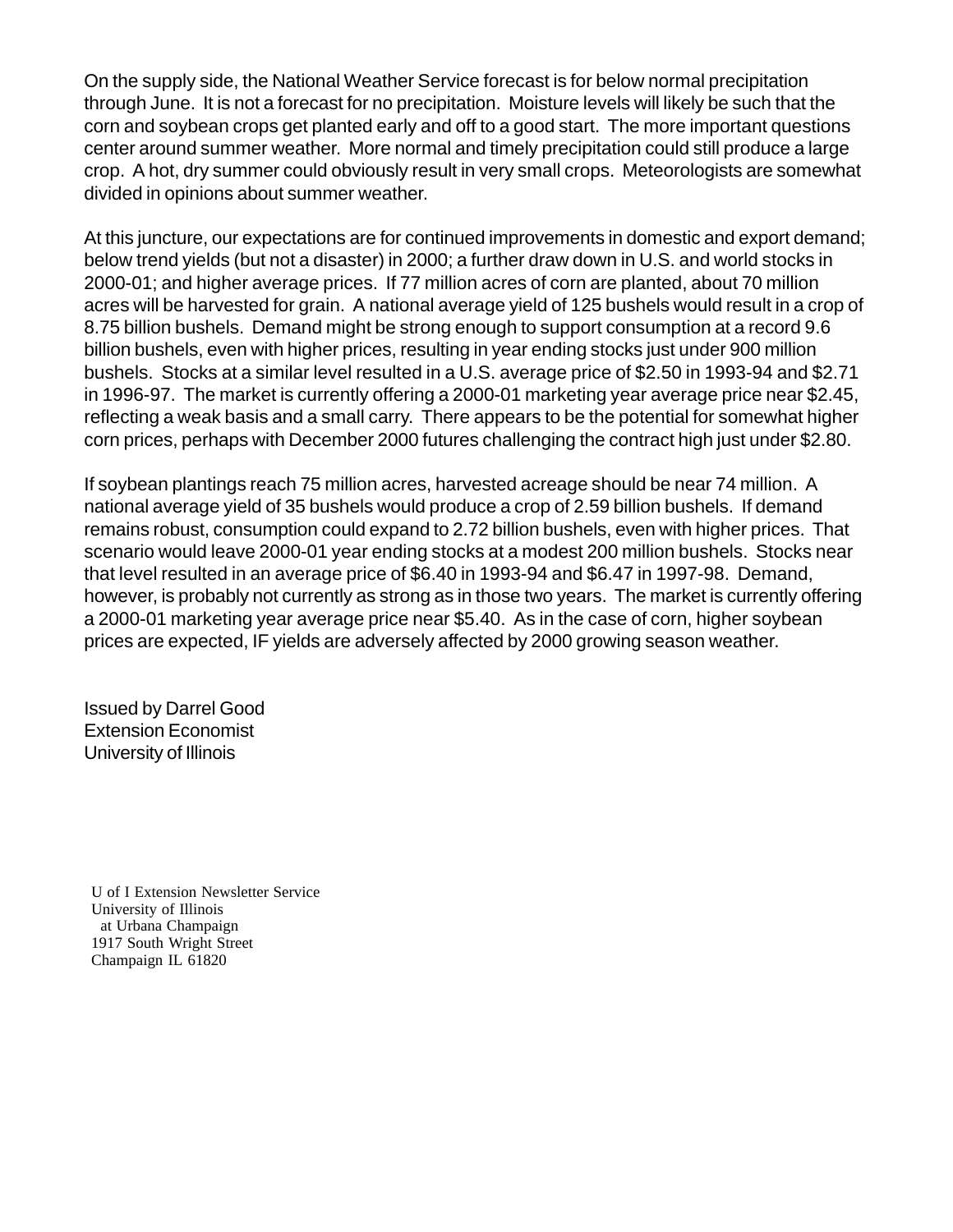On the supply side, the National Weather Service forecast is for below normal precipitation through June. It is not a forecast for no precipitation. Moisture levels will likely be such that the corn and soybean crops get planted early and off to a good start. The more important questions center around summer weather. More normal and timely precipitation could still produce a large crop. A hot, dry summer could obviously result in very small crops. Meteorologists are somewhat divided in opinions about summer weather.

At this juncture, our expectations are for continued improvements in domestic and export demand; below trend yields (but not a disaster) in 2000; a further draw down in U.S. and world stocks in 2000-01; and higher average prices. If 77 million acres of corn are planted, about 70 million acres will be harvested for grain. A national average yield of 125 bushels would result in a crop of 8.75 billion bushels. Demand might be strong enough to support consumption at a record 9.6 billion bushels, even with higher prices, resulting in year ending stocks just under 900 million bushels. Stocks at a similar level resulted in a U.S. average price of $2.50 in 1993-94 and $2.71 in 1996-97. The market is currently offering a 2000-01 marketing year average price near $2.45, reflecting a weak basis and a small carry. There appears to be the potential for somewhat higher corn prices, perhaps with December 2000 futures challenging the contract high just under $2.80.

If soybean plantings reach 75 million acres, harvested acreage should be near 74 million. A national average yield of 35 bushels would produce a crop of 2.59 billion bushels. If demand remains robust, consumption could expand to 2.72 billion bushels, even with higher prices. That scenario would leave 2000-01 year ending stocks at a modest 200 million bushels. Stocks near that level resulted in an average price of $6.40 in 1993-94 and $6.47 in 1997-98. Demand, however, is probably not currently as strong as in those two years. The market is currently offering a 2000-01 marketing year average price near $5.40. As in the case of corn, higher soybean prices are expected, IF yields are adversely affected by 2000 growing season weather.

Issued by Darrel Good
Extension Economist
University of Illinois

U of I Extension Newsletter Service
University of Illinois
at Urbana Champaign
1917 South Wright Street
Champaign IL 61820